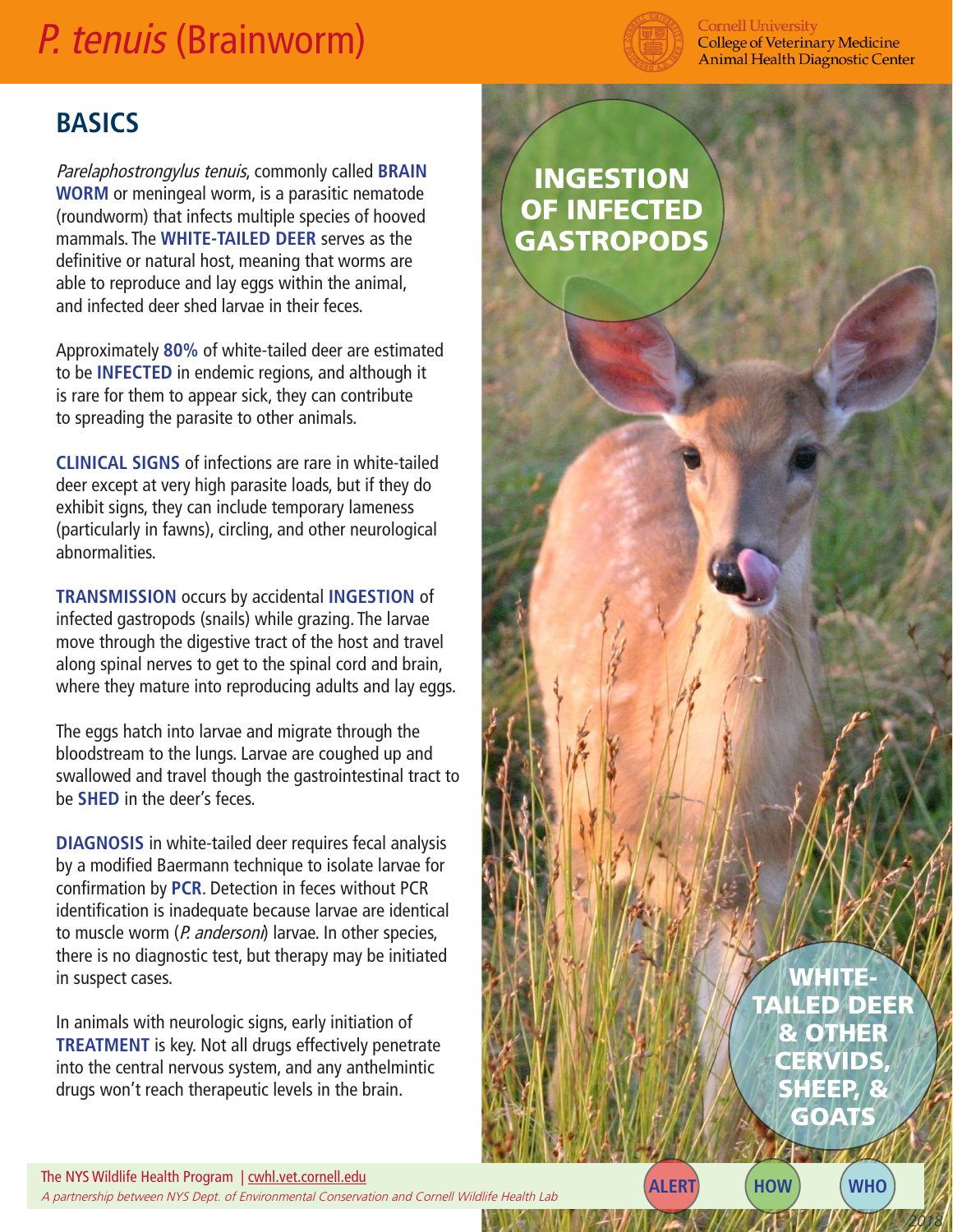# *P. tenuis* (Brainworm)

## BASICS

*Parelaphostrongylus tenuis*, commonly called **BRAIN WORM** or meningeal worm, is a parasitic nematode (roundworm) that infects multiple species of hooved mammals. The **WHITE-TAILED DEER** serves as the definitive or natural host, meaning that worms are able to reproduce and lay eggs within the animal, and infected deer shed larvae in their feces.

Approximately **80%** of white-tailed deer are estimated to be **INFECTED** in endemic regions, and although it is rare for them to appear sick, they can contribute to spreading the parasite to other animals.

**CLINICAL SIGNS** of infections are rare in white-tailed deer except at very high parasite loads, but if they do exhibit signs, they can include temporary lameness (particularly in fawns), circling, and other neurological abnormalities.

**TRANSMISSION** occurs by accidental **INGESTION** of infected gastropods (snails) while grazing. The larvae move through the digestive tract of the host and travel along spinal nerves to get to the spinal cord and brain, where they mature into reproducing adults and lay eggs.

The eggs hatch into larvae and migrate through the bloodstream to the lungs. Larvae are coughed up and swallowed and travel though the gastrointestinal tract to be **SHED** in the deer's feces.

**DIAGNOSIS** in white-tailed deer requires fecal analysis by a modified Baermann technique to isolate larvae for confirmation by **PCR**. Detection in feces without PCR identification is inadequate because larvae are identical to muscle worm (*P. andersoni*) larvae. In other species, there is no diagnostic test, but therapy may be initiated in suspect cases.

In animals with neurologic signs, early initiation of **TREATMENT** is key. Not all drugs effectively penetrate into the central nervous system, and any anthelmintic drugs won't reach therapeutic levels in the brain.

**INGESTION OF INFECTED GASTROPODS**

**WHITE-TAILED DEER & OTHER CERVIDS, SHEEP, & GOATS**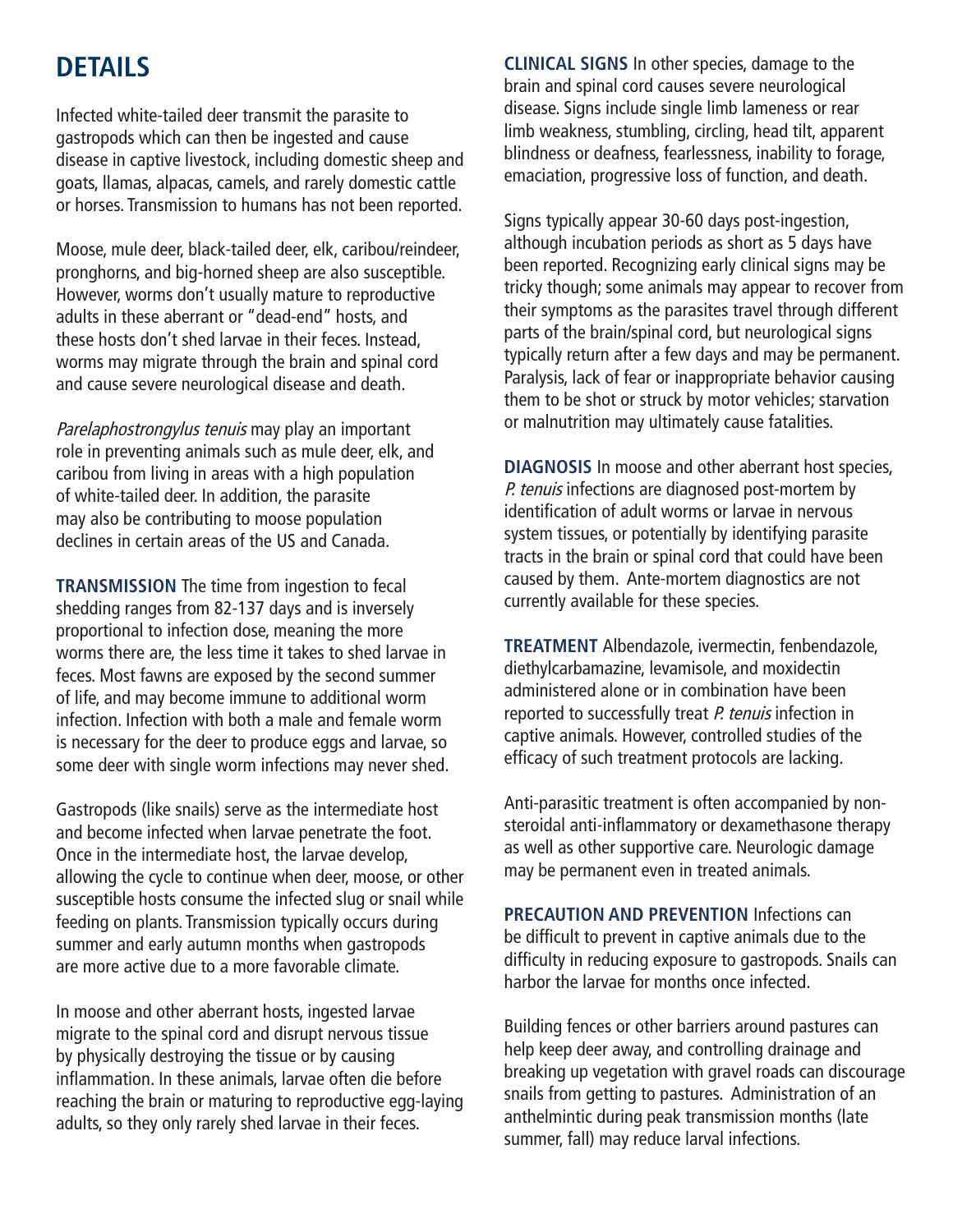## DETAILS

Infected white-tailed deer transmit the parasite to gastropods which can then be ingested and cause disease in captive livestock, including domestic sheep and goats, llamas, alpacas, camels, and rarely domestic cattle or horses. Transmission to humans has not been reported.

Moose, mule deer, black-tailed deer, elk, caribou/reindeer, pronghorns, and big-horned sheep are also susceptible. However, worms don't usually mature to reproductive adults in these aberrant or "dead-end" hosts, and these hosts don't shed larvae in their feces. Instead, worms may migrate through the brain and spinal cord and cause severe neurological disease and death.

*Parelaphostrongylus tenuis* may play an important role in preventing animals such as mule deer, elk, and caribou from living in areas with a high population of white-tailed deer. In addition, the parasite may also be contributing to moose population declines in certain areas of the US and Canada.

**TRANSMISSION** The time from ingestion to fecal shedding ranges from 82-137 days and is inversely proportional to infection dose, meaning the more worms there are, the less time it takes to shed larvae in feces. Most fawns are exposed by the second summer of life, and may become immune to additional worm infection. Infection with both a male and female worm is necessary for the deer to produce eggs and larvae, so some deer with single worm infections may never shed.

Gastropods (like snails) serve as the intermediate host and become infected when larvae penetrate the foot. Once in the intermediate host, the larvae develop, allowing the cycle to continue when deer, moose, or other susceptible hosts consume the infected slug or snail while feeding on plants. Transmission typically occurs during summer and early autumn months when gastropods are more active due to a more favorable climate.

In moose and other aberrant hosts, ingested larvae migrate to the spinal cord and disrupt nervous tissue by physically destroying the tissue or by causing inflammation. In these animals, larvae often die before reaching the brain or maturing to reproductive egg-laying adults, so they only rarely shed larvae in their feces.

**CLINICAL SIGNS** In other species, damage to the brain and spinal cord causes severe neurological disease. Signs include single limb lameness or rear limb weakness, stumbling, circling, head tilt, apparent blindness or deafness, fearlessness, inability to forage, emaciation, progressive loss of function, and death.

Signs typically appear 30-60 days post-ingestion, although incubation periods as short as 5 days have been reported. Recognizing early clinical signs may be tricky though; some animals may appear to recover from their symptoms as the parasites travel through different parts of the brain/spinal cord, but neurological signs typically return after a few days and may be permanent. Paralysis, lack of fear or inappropriate behavior causing them to be shot or struck by motor vehicles; starvation or malnutrition may ultimately cause fatalities.

**DIAGNOSIS** In moose and other aberrant host species, *P. tenuis* infections are diagnosed post-mortem by identification of adult worms or larvae in nervous system tissues, or potentially by identifying parasite tracts in the brain or spinal cord that could have been caused by them. Ante-mortem diagnostics are not currently available for these species.

**TREATMENT** Albendazole, ivermectin, fenbendazole, diethylcarbamazine, levamisole, and moxidectin administered alone or in combination have been reported to successfully treat *P. tenuis* infection in captive animals. However, controlled studies of the efficacy of such treatment protocols are lacking.

Anti-parasitic treatment is often accompanied by non-steroidal anti-inflammatory or dexamethasone therapy as well as other supportive care. Neurologic damage may be permanent even in treated animals.

**PRECAUTION AND PREVENTION** Infections can be difficult to prevent in captive animals due to the difficulty in reducing exposure to gastropods. Snails can harbor the larvae for months once infected.

Building fences or other barriers around pastures can help keep deer away, and controlling drainage and breaking up vegetation with gravel roads can discourage snails from getting to pastures. Administration of an anthelmintic during peak transmission months (late summer, fall) may reduce larval infections.